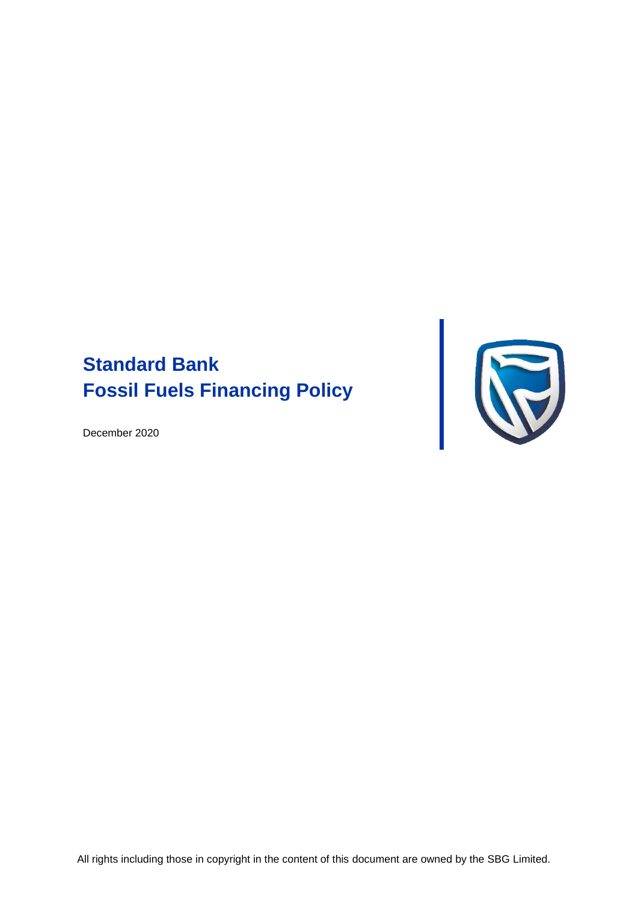# Standard Bank
# Fossil Fuels Financing Policy

December 2020

All rights including those in copyright in the content of this document are owned by the SBG Limited.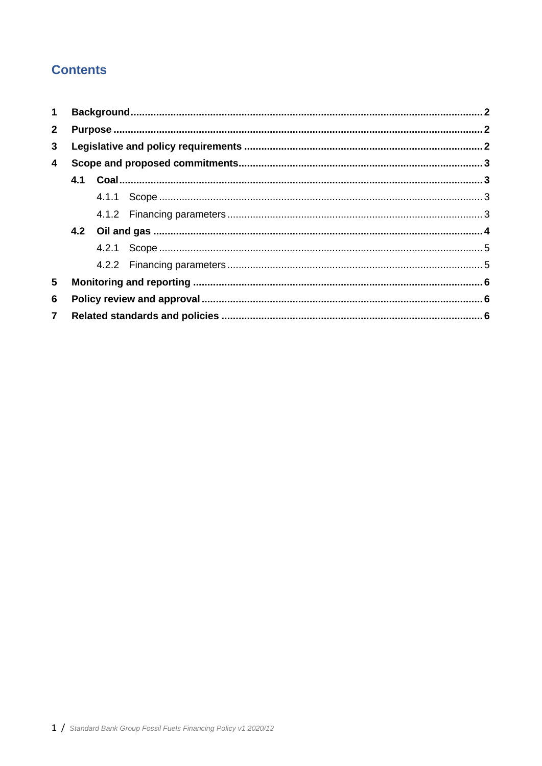# Contents

1 **Background** ... 2

2 **Purpose** ... 2

3 **Legislative and policy requirements** ... 2

4 **Scope and proposed commitments** ... 3

- **4.1 Coal** ... 3
  - 4.1.1 Scope ... 3
  - 4.1.2 Financing parameters ... 3
- **4.2 Oil and gas** ... 4
  - 4.2.1 Scope ... 5
  - 4.2.2 Financing parameters ... 5

5 **Monitoring and reporting** ... 6

6 **Policy review and approval** ... 6

7 **Related standards and policies** ... 6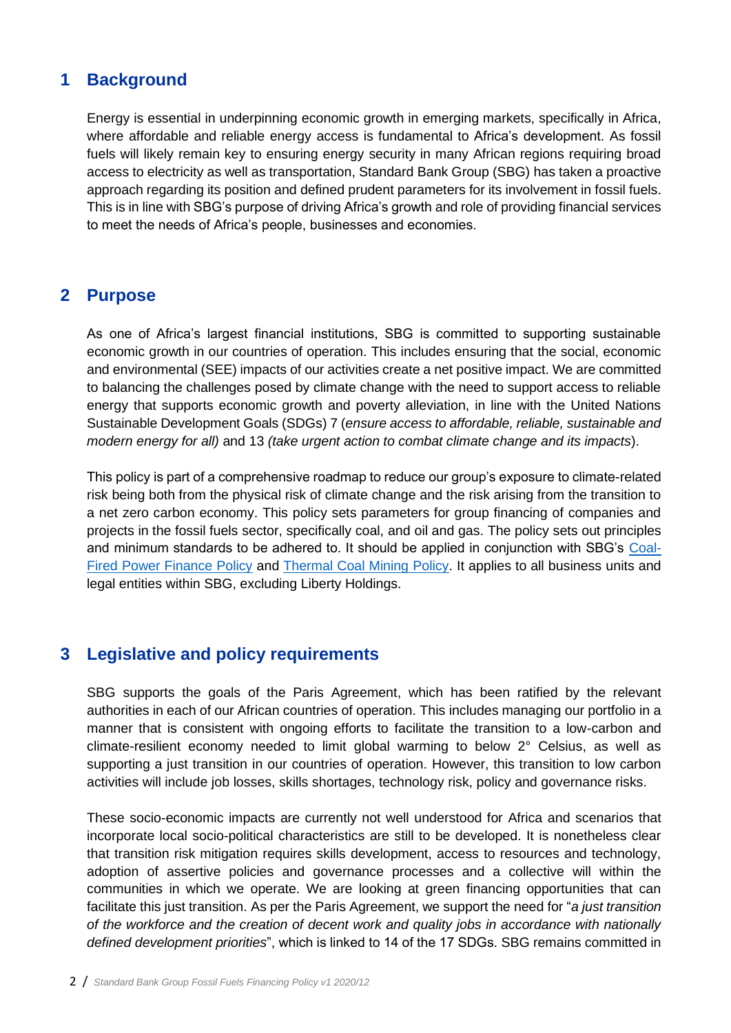## 1 Background

Energy is essential in underpinning economic growth in emerging markets, specifically in Africa, where affordable and reliable energy access is fundamental to Africa's development. As fossil fuels will likely remain key to ensuring energy security in many African regions requiring broad access to electricity as well as transportation, Standard Bank Group (SBG) has taken a proactive approach regarding its position and defined prudent parameters for its involvement in fossil fuels. This is in line with SBG's purpose of driving Africa's growth and role of providing financial services to meet the needs of Africa's people, businesses and economies.

## 2 Purpose

As one of Africa's largest financial institutions, SBG is committed to supporting sustainable economic growth in our countries of operation. This includes ensuring that the social, economic and environmental (SEE) impacts of our activities create a net positive impact. We are committed to balancing the challenges posed by climate change with the need to support access to reliable energy that supports economic growth and poverty alleviation, in line with the United Nations Sustainable Development Goals (SDGs) 7 (*ensure access to affordable, reliable, sustainable and modern energy for all)* and 13 *(take urgent action to combat climate change and its impacts*).

This policy is part of a comprehensive roadmap to reduce our group's exposure to climate-related risk being both from the physical risk of climate change and the risk arising from the transition to a net zero carbon economy. This policy sets parameters for group financing of companies and projects in the fossil fuels sector, specifically coal, and oil and gas. The policy sets out principles and minimum standards to be adhered to. It should be applied in conjunction with SBG's Coal-Fired Power Finance Policy and Thermal Coal Mining Policy. It applies to all business units and legal entities within SBG, excluding Liberty Holdings.

## 3 Legislative and policy requirements

SBG supports the goals of the Paris Agreement, which has been ratified by the relevant authorities in each of our African countries of operation. This includes managing our portfolio in a manner that is consistent with ongoing efforts to facilitate the transition to a low-carbon and climate-resilient economy needed to limit global warming to below 2° Celsius, as well as supporting a just transition in our countries of operation. However, this transition to low carbon activities will include job losses, skills shortages, technology risk, policy and governance risks.

These socio-economic impacts are currently not well understood for Africa and scenarios that incorporate local socio-political characteristics are still to be developed. It is nonetheless clear that transition risk mitigation requires skills development, access to resources and technology, adoption of assertive policies and governance processes and a collective will within the communities in which we operate. We are looking at green financing opportunities that can facilitate this just transition. As per the Paris Agreement, we support the need for "*a just transition of the workforce and the creation of decent work and quality jobs in accordance with nationally defined development priorities*", which is linked to 14 of the 17 SDGs. SBG remains committed in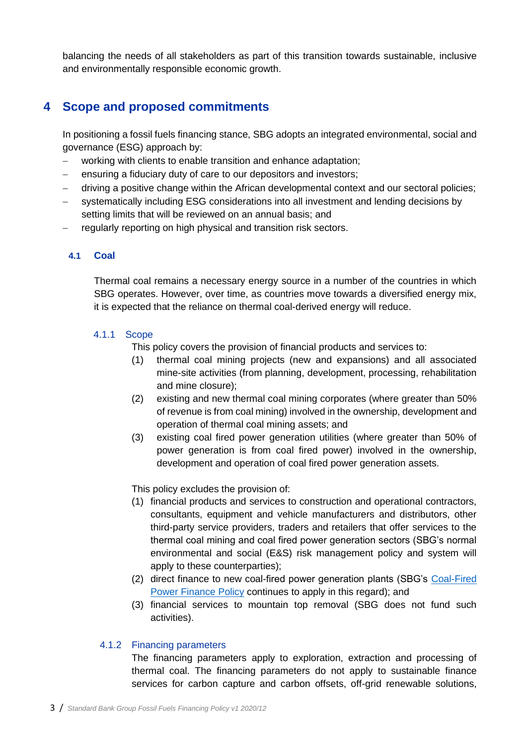balancing the needs of all stakeholders as part of this transition towards sustainable, inclusive and environmentally responsible economic growth.

# 4 Scope and proposed commitments

In positioning a fossil fuels financing stance, SBG adopts an integrated environmental, social and governance (ESG) approach by:

- working with clients to enable transition and enhance adaptation;
- ensuring a fiduciary duty of care to our depositors and investors;
- driving a positive change within the African developmental context and our sectoral policies;
- systematically including ESG considerations into all investment and lending decisions by setting limits that will be reviewed on an annual basis; and
- regularly reporting on high physical and transition risk sectors.

## 4.1 Coal

Thermal coal remains a necessary energy source in a number of the countries in which SBG operates. However, over time, as countries move towards a diversified energy mix, it is expected that the reliance on thermal coal-derived energy will reduce.

### 4.1.1 Scope

This policy covers the provision of financial products and services to:

(1) thermal coal mining projects (new and expansions) and all associated mine-site activities (from planning, development, processing, rehabilitation and mine closure);
(2) existing and new thermal coal mining corporates (where greater than 50% of revenue is from coal mining) involved in the ownership, development and operation of thermal coal mining assets; and
(3) existing coal fired power generation utilities (where greater than 50% of power generation is from coal fired power) involved in the ownership, development and operation of coal fired power generation assets.

This policy excludes the provision of:

(1) financial products and services to construction and operational contractors, consultants, equipment and vehicle manufacturers and distributors, other third-party service providers, traders and retailers that offer services to the thermal coal mining and coal fired power generation sectors (SBG's normal environmental and social (E&S) risk management policy and system will apply to these counterparties);
(2) direct finance to new coal-fired power generation plants (SBG's Coal-Fired Power Finance Policy continues to apply in this regard); and
(3) financial services to mountain top removal (SBG does not fund such activities).

### 4.1.2 Financing parameters

The financing parameters apply to exploration, extraction and processing of thermal coal. The financing parameters do not apply to sustainable finance services for carbon capture and carbon offsets, off-grid renewable solutions,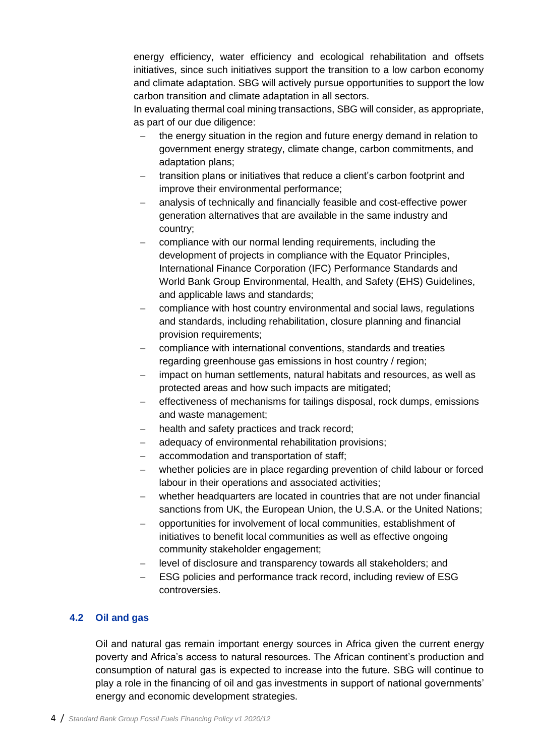energy efficiency, water efficiency and ecological rehabilitation and offsets initiatives, since such initiatives support the transition to a low carbon economy and climate adaptation. SBG will actively pursue opportunities to support the low carbon transition and climate adaptation in all sectors.

In evaluating thermal coal mining transactions, SBG will consider, as appropriate, as part of our due diligence:

- the energy situation in the region and future energy demand in relation to government energy strategy, climate change, carbon commitments, and adaptation plans;
- transition plans or initiatives that reduce a client's carbon footprint and improve their environmental performance;
- analysis of technically and financially feasible and cost-effective power generation alternatives that are available in the same industry and country;
- compliance with our normal lending requirements, including the development of projects in compliance with the Equator Principles, International Finance Corporation (IFC) Performance Standards and World Bank Group Environmental, Health, and Safety (EHS) Guidelines, and applicable laws and standards;
- compliance with host country environmental and social laws, regulations and standards, including rehabilitation, closure planning and financial provision requirements;
- compliance with international conventions, standards and treaties regarding greenhouse gas emissions in host country / region;
- impact on human settlements, natural habitats and resources, as well as protected areas and how such impacts are mitigated;
- effectiveness of mechanisms for tailings disposal, rock dumps, emissions and waste management;
- health and safety practices and track record;
- adequacy of environmental rehabilitation provisions;
- accommodation and transportation of staff;
- whether policies are in place regarding prevention of child labour or forced labour in their operations and associated activities;
- whether headquarters are located in countries that are not under financial sanctions from UK, the European Union, the U.S.A. or the United Nations;
- opportunities for involvement of local communities, establishment of initiatives to benefit local communities as well as effective ongoing community stakeholder engagement;
- level of disclosure and transparency towards all stakeholders; and
- ESG policies and performance track record, including review of ESG controversies.

## 4.2 Oil and gas

Oil and natural gas remain important energy sources in Africa given the current energy poverty and Africa's access to natural resources. The African continent's production and consumption of natural gas is expected to increase into the future. SBG will continue to play a role in the financing of oil and gas investments in support of national governments' energy and economic development strategies.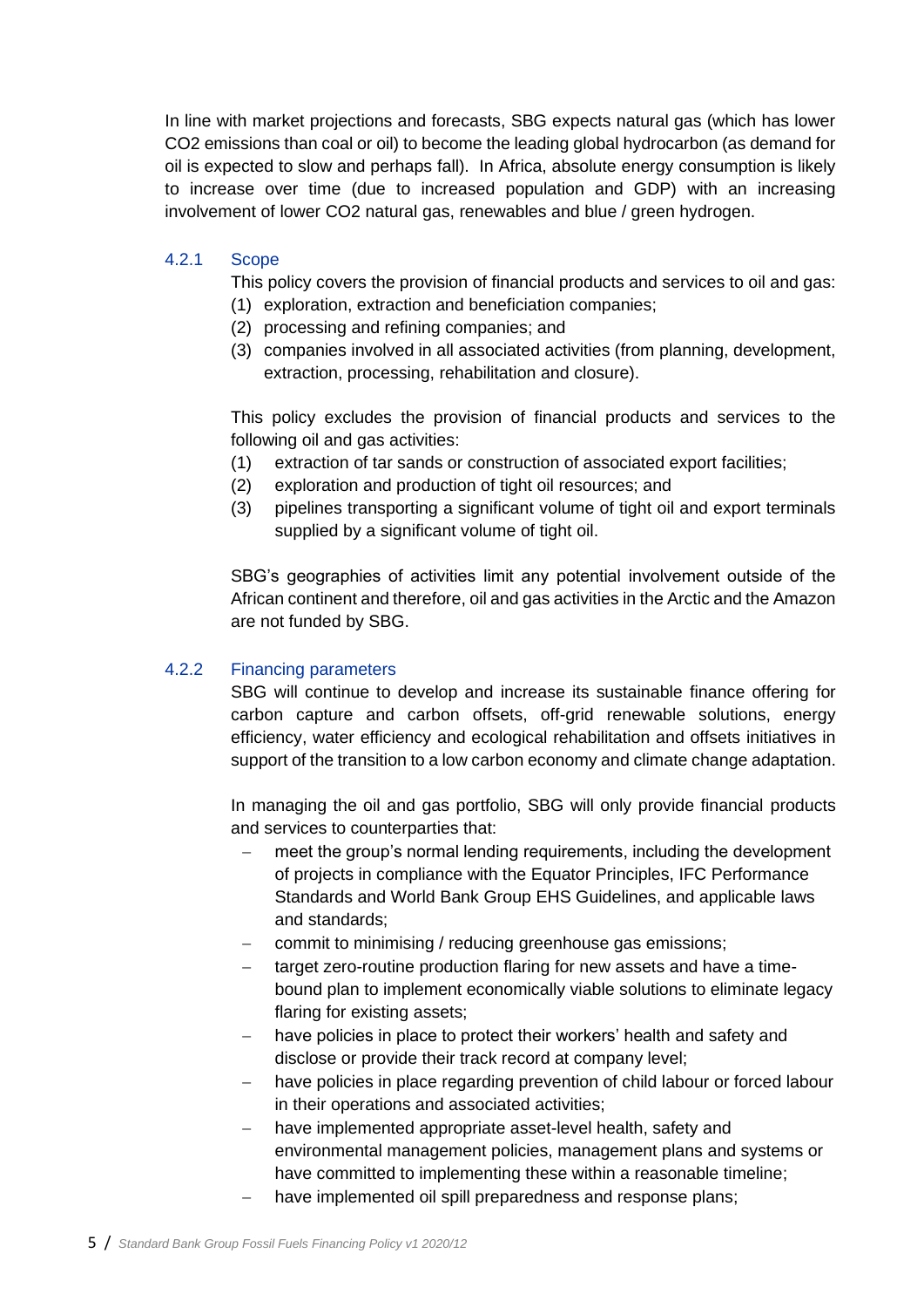In line with market projections and forecasts, SBG expects natural gas (which has lower $CO_2$ emissions than coal or oil) to become the leading global hydrocarbon (as demand for oil is expected to slow and perhaps fall). In Africa, absolute energy consumption is likely to increase over time (due to increased population and GDP) with an increasing involvement of lower $CO_2$ natural gas, renewables and blue / green hydrogen.

### 4.2.1 Scope

This policy covers the provision of financial products and services to oil and gas:

(1) exploration, extraction and beneficiation companies;
(2) processing and refining companies; and
(3) companies involved in all associated activities (from planning, development, extraction, processing, rehabilitation and closure).

This policy excludes the provision of financial products and services to the following oil and gas activities:

(1) extraction of tar sands or construction of associated export facilities;
(2) exploration and production of tight oil resources; and
(3) pipelines transporting a significant volume of tight oil and export terminals supplied by a significant volume of tight oil.

SBG's geographies of activities limit any potential involvement outside of the African continent and therefore, oil and gas activities in the Arctic and the Amazon are not funded by SBG.

### 4.2.2 Financing parameters

SBG will continue to develop and increase its sustainable finance offering for carbon capture and carbon offsets, off-grid renewable solutions, energy efficiency, water efficiency and ecological rehabilitation and offsets initiatives in support of the transition to a low carbon economy and climate change adaptation.

In managing the oil and gas portfolio, SBG will only provide financial products and services to counterparties that:

- meet the group's normal lending requirements, including the development of projects in compliance with the Equator Principles, IFC Performance Standards and World Bank Group EHS Guidelines, and applicable laws and standards;
- commit to minimising / reducing greenhouse gas emissions;
- target zero-routine production flaring for new assets and have a time-bound plan to implement economically viable solutions to eliminate legacy flaring for existing assets;
- have policies in place to protect their workers' health and safety and disclose or provide their track record at company level;
- have policies in place regarding prevention of child labour or forced labour in their operations and associated activities;
- have implemented appropriate asset-level health, safety and environmental management policies, management plans and systems or have committed to implementing these within a reasonable timeline;
- have implemented oil spill preparedness and response plans;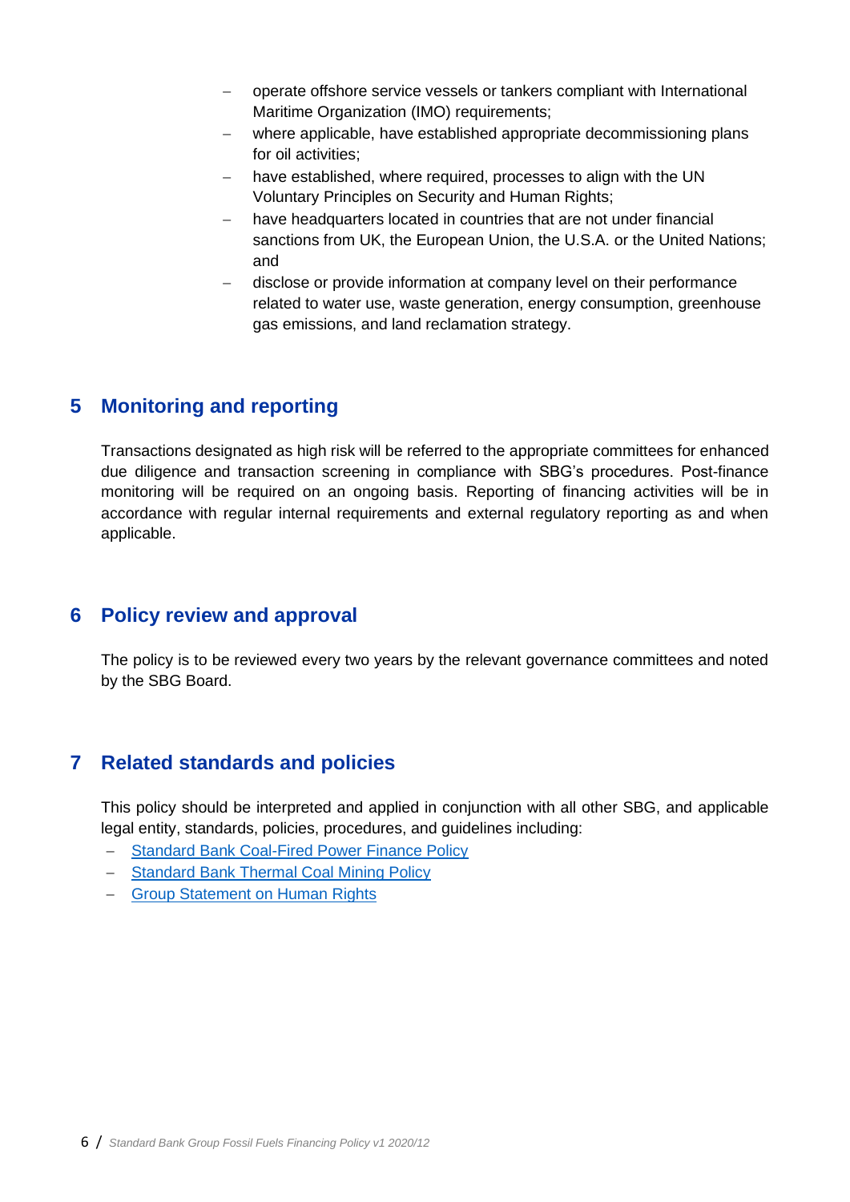- operate offshore service vessels or tankers compliant with International Maritime Organization (IMO) requirements;
- where applicable, have established appropriate decommissioning plans for oil activities;
- have established, where required, processes to align with the UN Voluntary Principles on Security and Human Rights;
- have headquarters located in countries that are not under financial sanctions from UK, the European Union, the U.S.A. or the United Nations; and
- disclose or provide information at company level on their performance related to water use, waste generation, energy consumption, greenhouse gas emissions, and land reclamation strategy.

## 5 Monitoring and reporting

Transactions designated as high risk will be referred to the appropriate committees for enhanced due diligence and transaction screening in compliance with SBG's procedures. Post-finance monitoring will be required on an ongoing basis. Reporting of financing activities will be in accordance with regular internal requirements and external regulatory reporting as and when applicable.

## 6 Policy review and approval

The policy is to be reviewed every two years by the relevant governance committees and noted by the SBG Board.

## 7 Related standards and policies

This policy should be interpreted and applied in conjunction with all other SBG, and applicable legal entity, standards, policies, procedures, and guidelines including:

- Standard Bank Coal-Fired Power Finance Policy
- Standard Bank Thermal Coal Mining Policy
- Group Statement on Human Rights